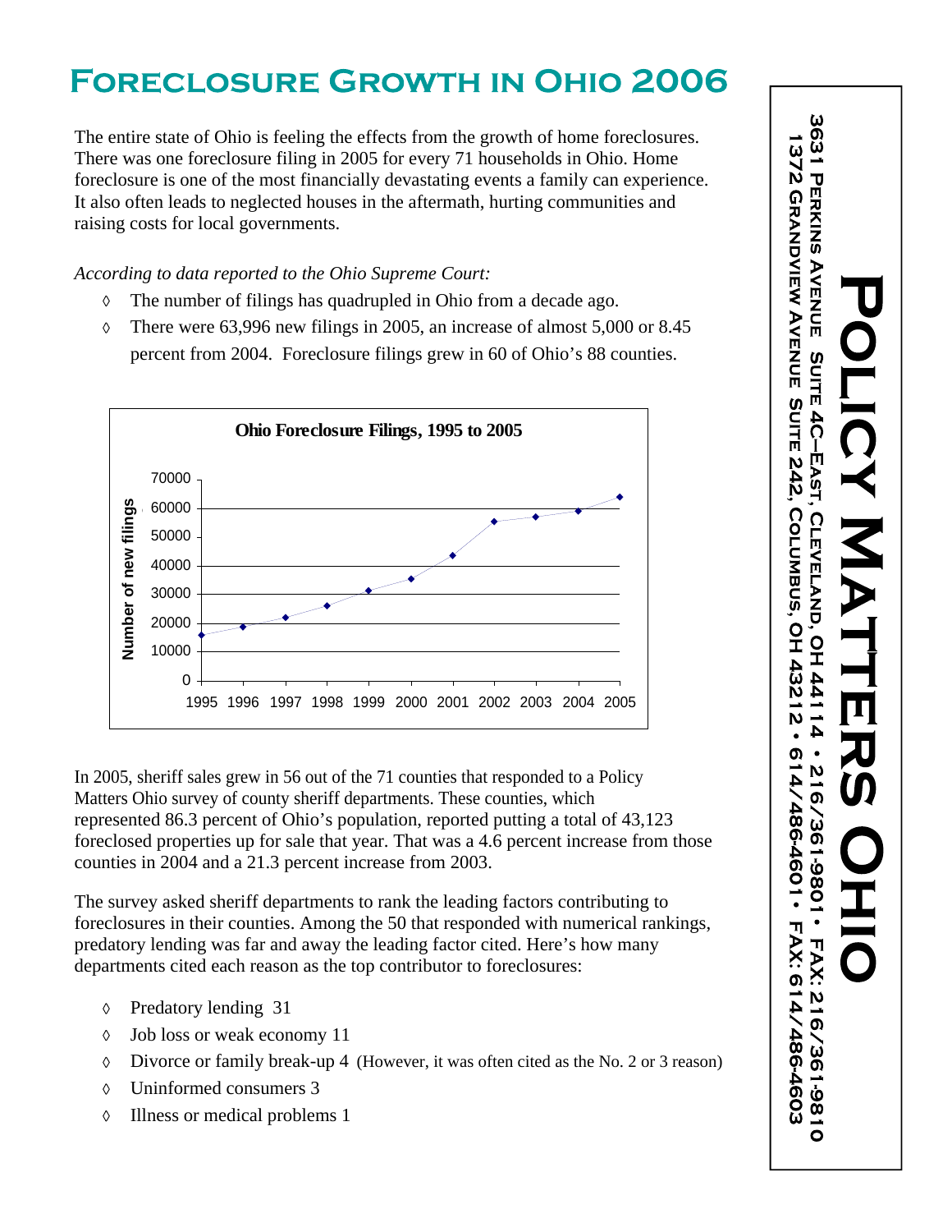# Foreclosure Growth in Ohio 2006

The entire state of Ohio is feeling the effects from the growth of home foreclosures. There was one foreclosure filing in 2005 for every 71 households in Ohio. Home foreclosure is one of the most financially devastating events a family can experience. It also often leads to neglected houses in the aftermath, hurting communities and raising costs for local governments.

*According to data reported to the Ohio Supreme Court:*

- The number of filings has quadrupled in Ohio from a decade ago.
- There were 63,996 new filings in 2005, an increase of almost 5,000 or 8.45 percent from 2004. Foreclosure filings grew in 60 of Ohio's 88 counties.

**Ohio Foreclosure Filings, 1995 to 2005**

In 2005, sheriff sales grew in 56 out of the 71 counties that responded to a Policy Matters Ohio survey of county sheriff departments. These counties, which represented 86.3 percent of Ohio's population, reported putting a total of 43,123 foreclosed properties up for sale that year. That was a 4.6 percent increase from those counties in 2004 and a 21.3 percent increase from 2003.

The survey asked sheriff departments to rank the leading factors contributing to foreclosures in their counties. Among the 50 that responded with numerical rankings, predatory lending was far and away the leading factor cited. Here's how many departments cited each reason as the top contributor to foreclosures:

- Predatory lending 31
- Job loss or weak economy 11
- Divorce or family break-up 4 (However, it was often cited as the No. 2 or 3 reason)
- Uninformed consumers 3
- Illness or medical problems 1

**Policy Matters Ohio**

3631 Perkins Avenue Suite 4C—East, Cleveland, OH 44114 • 216/361-9801 • Fax: 216/361-9810

1372 Grandview Avenue Suite 242, Columbus, OH 43212 • 614/486-4601 • Fax: 614/486-4603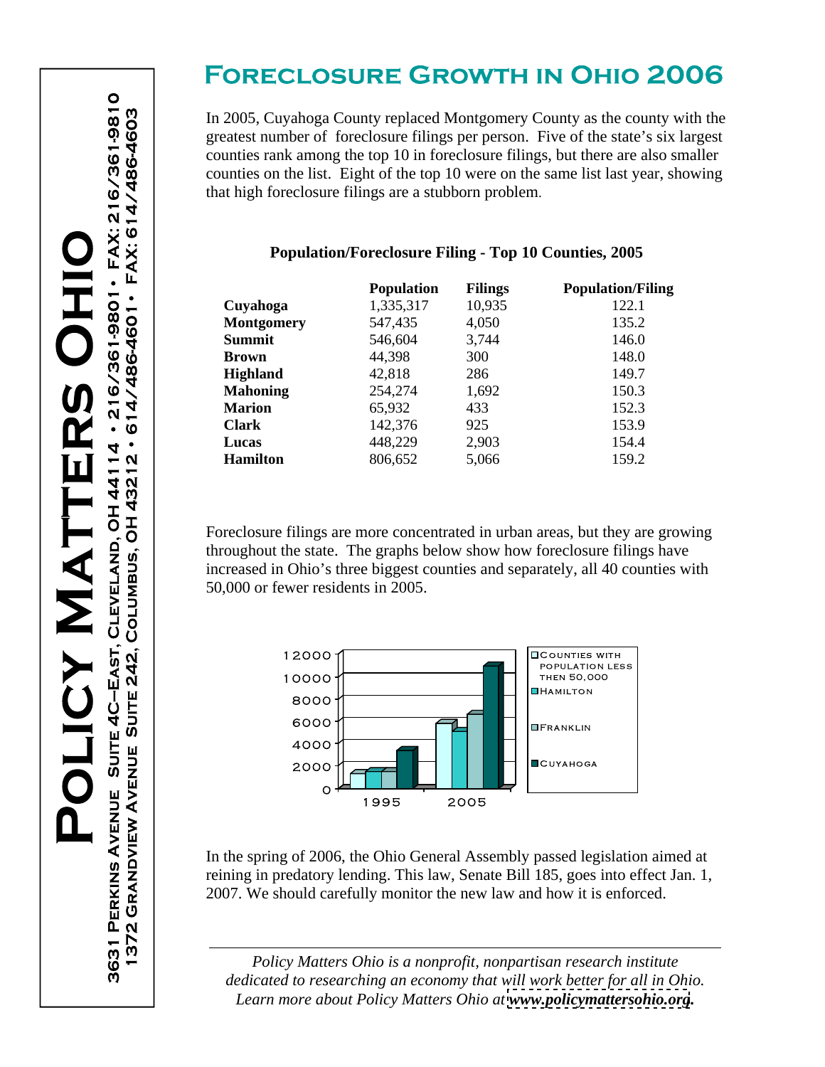# Foreclosure Growth in Ohio 2006

In 2005, Cuyahoga County replaced Montgomery County as the county with the greatest number of foreclosure filings per person. Five of the state's six largest counties rank among the top 10 in foreclosure filings, but there are also smaller counties on the list. Eight of the top 10 were on the same list last year, showing that high foreclosure filings are a stubborn problem.

**Population/Foreclosure Filing - Top 10 Counties, 2005**

| | Population | Filings | Population/Filing |
|---|---|---|---|
| **Cuyahoga** | 1,335,317 | 10,935 | 122.1 |
| **Montgomery** | 547,435 | 4,050 | 135.2 |
| **Summit** | 546,604 | 3,744 | 146.0 |
| **Brown** | 44,398 | 300 | 148.0 |
| **Highland** | 42,818 | 286 | 149.7 |
| **Mahoning** | 254,274 | 1,692 | 150.3 |
| **Marion** | 65,932 | 433 | 152.3 |
| **Clark** | 142,376 | 925 | 153.9 |
| **Lucas** | 448,229 | 2,903 | 154.4 |
| **Hamilton** | 806,652 | 5,066 | 159.2 |

Foreclosure filings are more concentrated in urban areas, but they are growing throughout the state. The graphs below show how foreclosure filings have increased in Ohio's three biggest counties and separately, all 40 counties with 50,000 or fewer residents in 2005.

12000
10000
8000
6000
4000
2000
0
1995
2005
Counties with population less then 50,000
Hamilton
Franklin
Cuyahoga

In the spring of 2006, the Ohio General Assembly passed legislation aimed at reining in predatory lending. This law, Senate Bill 185, goes into effect Jan. 1, 2007. We should carefully monitor the new law and how it is enforced.

---

*Policy Matters Ohio is a nonprofit, nonpartisan research institute dedicated to researching an economy that will work better for all in Ohio. Learn more about Policy Matters Ohio at* ***www.policymattersohio.org****.*

**Policy Matters Ohio**
3631 Perkins Avenue Suite 4C–East, Cleveland, OH 44114 • 216/361-9801 • Fax: 216/361-9810
1372 Grandview Avenue Suite 242, Columbus, OH 43212 • 614/486-4601 • Fax: 614/486-4603